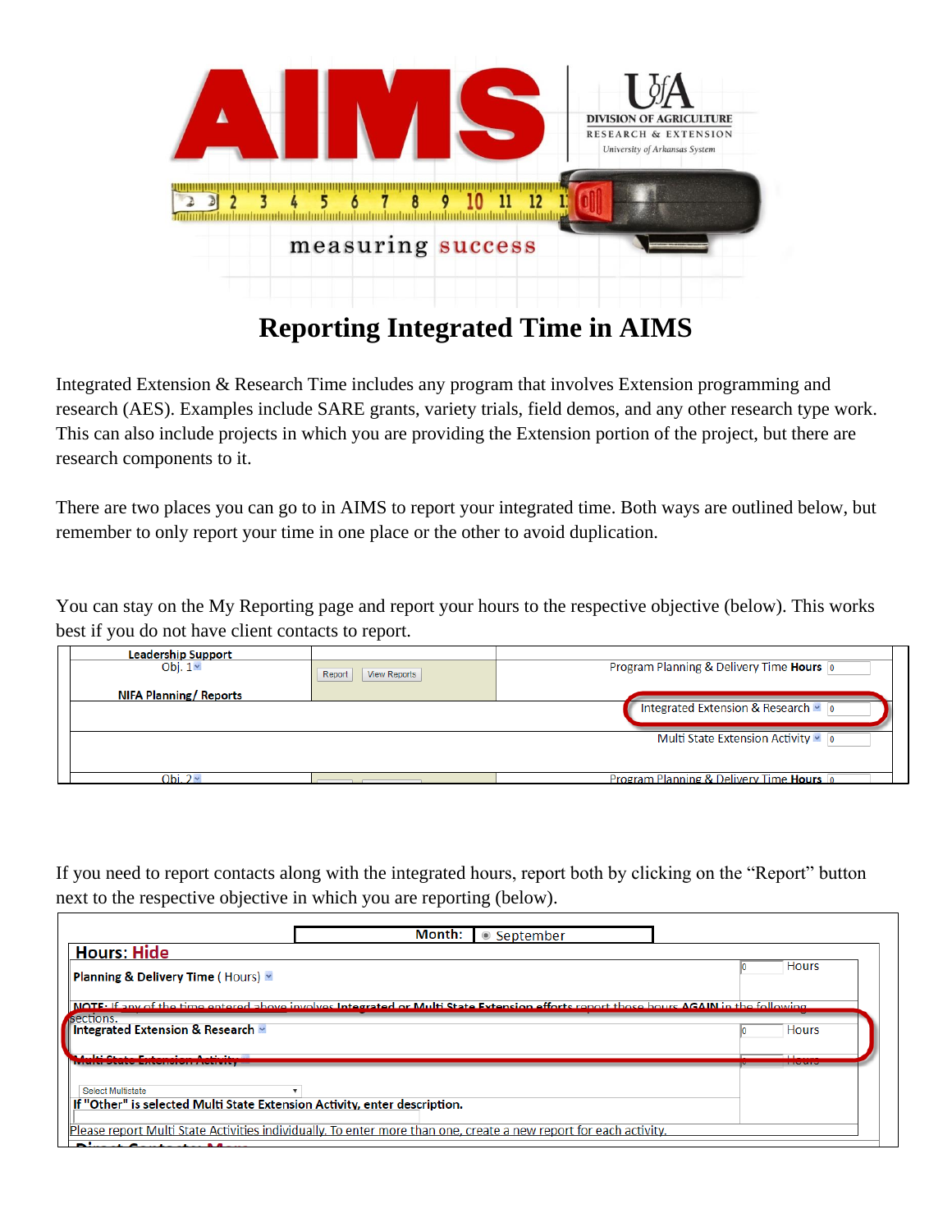# Reporting Integrated Time in AIMS

Integrated Extension & Research Time includes any program that involves Extension programming and research (AES). Examples include SARE grants, variety trials, field demos, and any other research type work. This can also include projects in which you are providing the Extension portion of the project, but there are research components to it.

There are two places you can go to in AIMS to report your integrated time. Both ways are outlined below, but remember to only report your time in one place or the other to avoid duplication.

You can stay on the My Reporting page and report your hours to the respective objective (below). This works best if you do not have client contacts to report.

| Leadership Support Obj. 1 NIFA Planning/ Reports | Report / View Reports | Program Planning & Delivery Time **Hours** 0 |
|---|---|---|
| | | Integrated Extension & Research 0 |
| | | Multi State Extension Activity 0 |
| Obj. 2 | | Program Planning & Delivery Time **Hours** 0 |

If you need to report contacts along with the integrated hours, report both by clicking on the "Report" button next to the respective objective in which you are reporting (below).

**Month:** September

**Hours: Hide**

| | |
|---|---|
| **Planning & Delivery Time** ( Hours) | 0 Hours |
| **NOTE:** If any of the time entered above involves **Integrated or Multi State Extension efforts** report those hours **AGAIN** in the following sections. | |
| **Integrated Extension & Research** | 0 Hours |
| **Multi State Extension Activity** | 0 Hours |
| Select Multistate<br>**If "Other" is selected Multi State Extension Activity, enter description.** | |
| Please report Multi State Activities individually. To enter more than one, create a new report for each activity. | |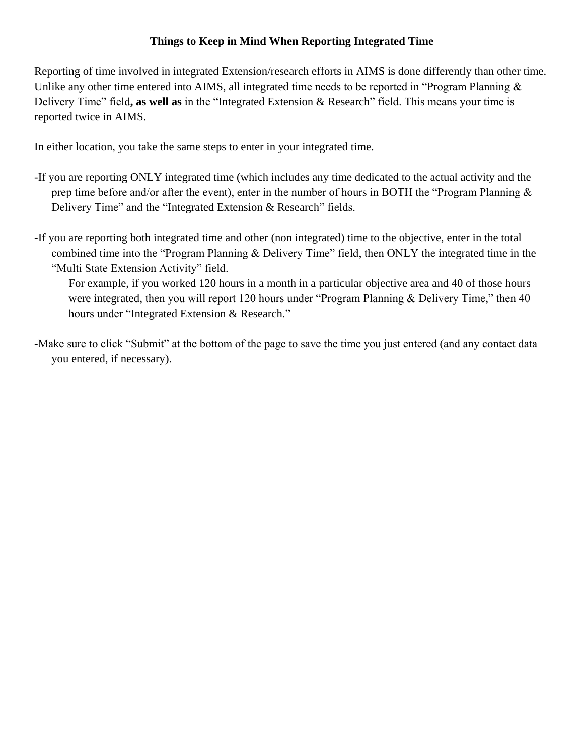**Things to Keep in Mind When Reporting Integrated Time**

Reporting of time involved in integrated Extension/research efforts in AIMS is done differently than other time. Unlike any other time entered into AIMS, all integrated time needs to be reported in "Program Planning & Delivery Time" field**, as well as** in the "Integrated Extension & Research" field. This means your time is reported twice in AIMS.

In either location, you take the same steps to enter in your integrated time.

-If you are reporting ONLY integrated time (which includes any time dedicated to the actual activity and the prep time before and/or after the event), enter in the number of hours in BOTH the "Program Planning & Delivery Time" and the "Integrated Extension & Research" fields.

-If you are reporting both integrated time and other (non integrated) time to the objective, enter in the total combined time into the "Program Planning & Delivery Time" field, then ONLY the integrated time in the "Multi State Extension Activity" field.

For example, if you worked 120 hours in a month in a particular objective area and 40 of those hours were integrated, then you will report 120 hours under "Program Planning & Delivery Time," then 40 hours under "Integrated Extension & Research."

-Make sure to click "Submit" at the bottom of the page to save the time you just entered (and any contact data you entered, if necessary).